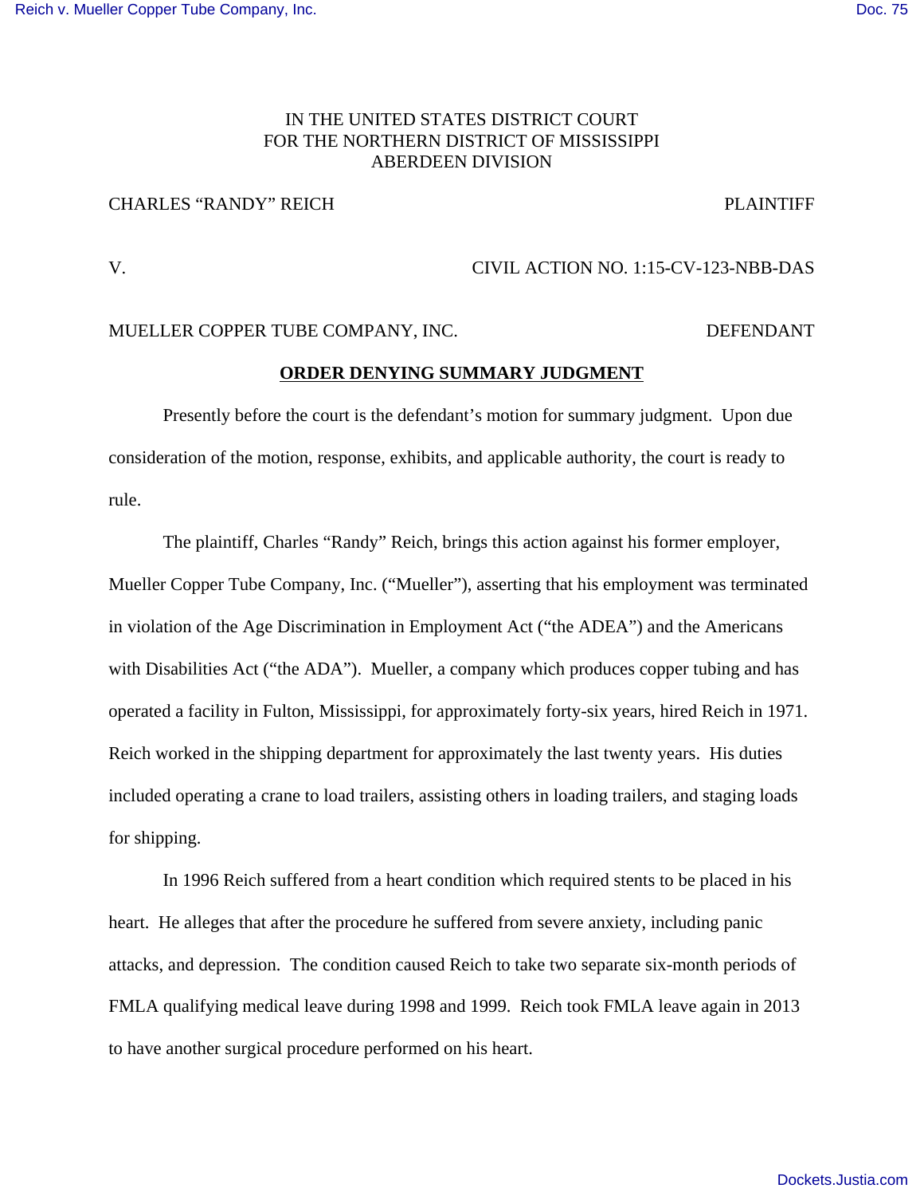IN THE UNITED STATES DISTRICT COURT
FOR THE NORTHERN DISTRICT OF MISSISSIPPI
ABERDEEN DIVISION

CHARLES "RANDY" REICH PLAINTIFF

V. CIVIL ACTION NO. 1:15-CV-123-NBB-DAS

MUELLER COPPER TUBE COMPANY, INC. DEFENDANT

## ORDER DENYING SUMMARY JUDGMENT

Presently before the court is the defendant's motion for summary judgment. Upon due consideration of the motion, response, exhibits, and applicable authority, the court is ready to rule.

The plaintiff, Charles "Randy" Reich, brings this action against his former employer, Mueller Copper Tube Company, Inc. ("Mueller"), asserting that his employment was terminated in violation of the Age Discrimination in Employment Act ("the ADEA") and the Americans with Disabilities Act ("the ADA"). Mueller, a company which produces copper tubing and has operated a facility in Fulton, Mississippi, for approximately forty-six years, hired Reich in 1971. Reich worked in the shipping department for approximately the last twenty years. His duties included operating a crane to load trailers, assisting others in loading trailers, and staging loads for shipping.

In 1996 Reich suffered from a heart condition which required stents to be placed in his heart. He alleges that after the procedure he suffered from severe anxiety, including panic attacks, and depression. The condition caused Reich to take two separate six-month periods of FMLA qualifying medical leave during 1998 and 1999. Reich took FMLA leave again in 2013 to have another surgical procedure performed on his heart.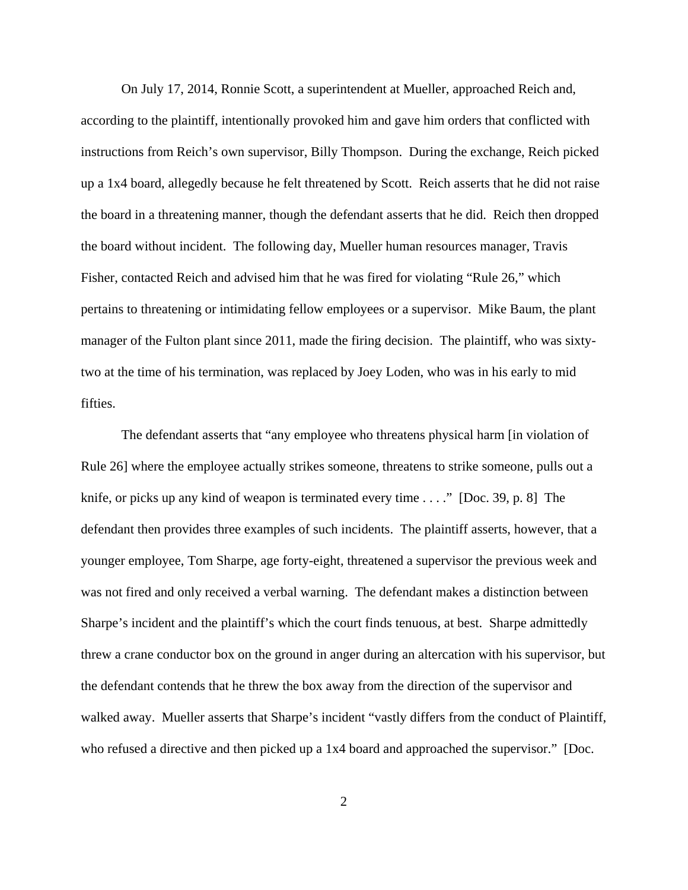On July 17, 2014, Ronnie Scott, a superintendent at Mueller, approached Reich and, according to the plaintiff, intentionally provoked him and gave him orders that conflicted with instructions from Reich's own supervisor, Billy Thompson. During the exchange, Reich picked up a 1x4 board, allegedly because he felt threatened by Scott. Reich asserts that he did not raise the board in a threatening manner, though the defendant asserts that he did. Reich then dropped the board without incident. The following day, Mueller human resources manager, Travis Fisher, contacted Reich and advised him that he was fired for violating "Rule 26," which pertains to threatening or intimidating fellow employees or a supervisor. Mike Baum, the plant manager of the Fulton plant since 2011, made the firing decision. The plaintiff, who was sixty-two at the time of his termination, was replaced by Joey Loden, who was in his early to mid fifties.

The defendant asserts that "any employee who threatens physical harm [in violation of Rule 26] where the employee actually strikes someone, threatens to strike someone, pulls out a knife, or picks up any kind of weapon is terminated every time . . . ." [Doc. 39, p. 8] The defendant then provides three examples of such incidents. The plaintiff asserts, however, that a younger employee, Tom Sharpe, age forty-eight, threatened a supervisor the previous week and was not fired and only received a verbal warning. The defendant makes a distinction between Sharpe's incident and the plaintiff's which the court finds tenuous, at best. Sharpe admittedly threw a crane conductor box on the ground in anger during an altercation with his supervisor, but the defendant contends that he threw the box away from the direction of the supervisor and walked away. Mueller asserts that Sharpe's incident "vastly differs from the conduct of Plaintiff, who refused a directive and then picked up a 1x4 board and approached the supervisor." [Doc.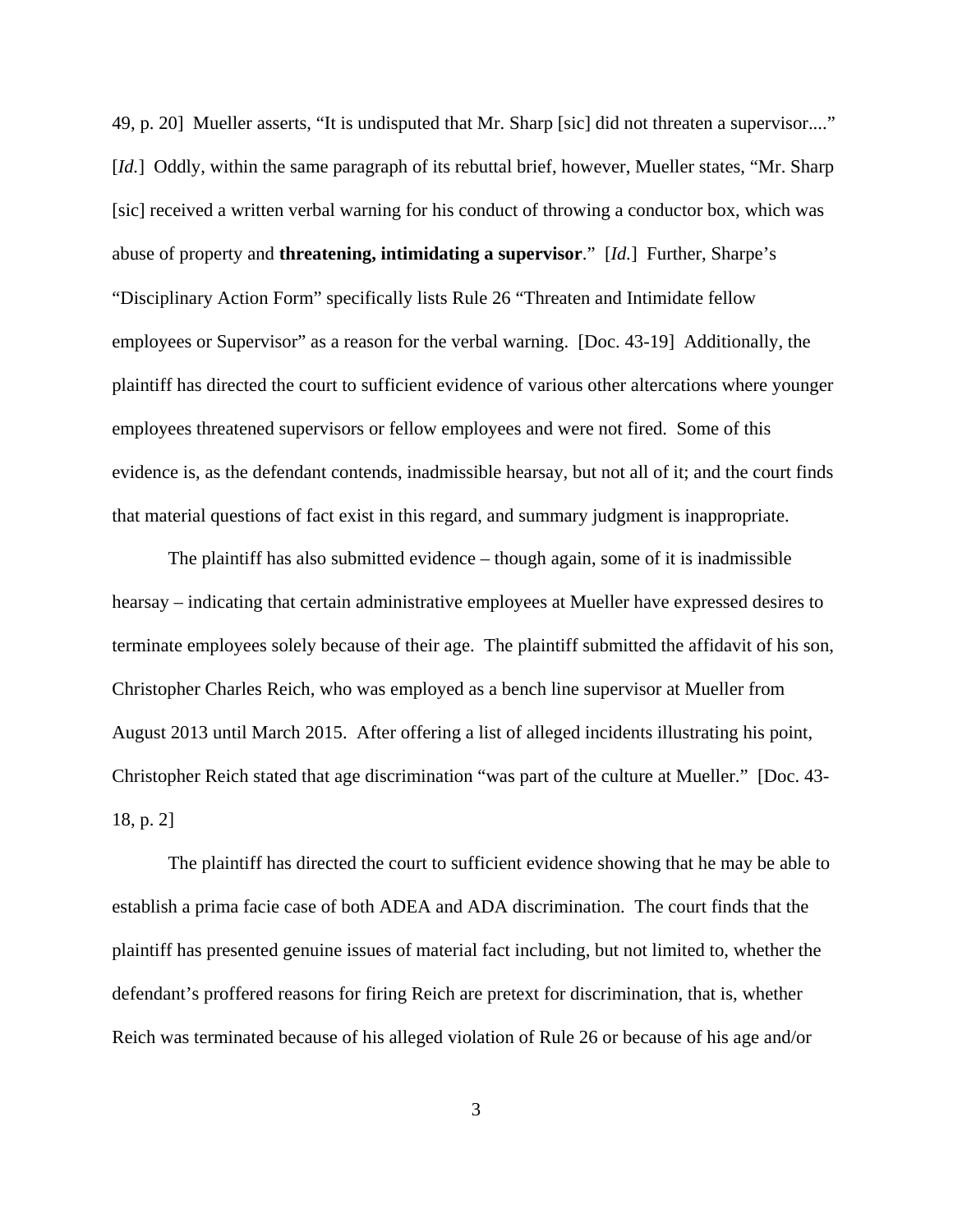49, p. 20] Mueller asserts, "It is undisputed that Mr. Sharp [sic] did not threaten a supervisor...." [*Id.*] Oddly, within the same paragraph of its rebuttal brief, however, Mueller states, "Mr. Sharp [sic] received a written verbal warning for his conduct of throwing a conductor box, which was abuse of property and **threatening, intimidating a supervisor**." [*Id.*] Further, Sharpe's "Disciplinary Action Form" specifically lists Rule 26 "Threaten and Intimidate fellow employees or Supervisor" as a reason for the verbal warning. [Doc. 43-19] Additionally, the plaintiff has directed the court to sufficient evidence of various other altercations where younger employees threatened supervisors or fellow employees and were not fired. Some of this evidence is, as the defendant contends, inadmissible hearsay, but not all of it; and the court finds that material questions of fact exist in this regard, and summary judgment is inappropriate.

The plaintiff has also submitted evidence – though again, some of it is inadmissible hearsay – indicating that certain administrative employees at Mueller have expressed desires to terminate employees solely because of their age. The plaintiff submitted the affidavit of his son, Christopher Charles Reich, who was employed as a bench line supervisor at Mueller from August 2013 until March 2015. After offering a list of alleged incidents illustrating his point, Christopher Reich stated that age discrimination "was part of the culture at Mueller." [Doc. 43-18, p. 2]

The plaintiff has directed the court to sufficient evidence showing that he may be able to establish a prima facie case of both ADEA and ADA discrimination. The court finds that the plaintiff has presented genuine issues of material fact including, but not limited to, whether the defendant's proffered reasons for firing Reich are pretext for discrimination, that is, whether Reich was terminated because of his alleged violation of Rule 26 or because of his age and/or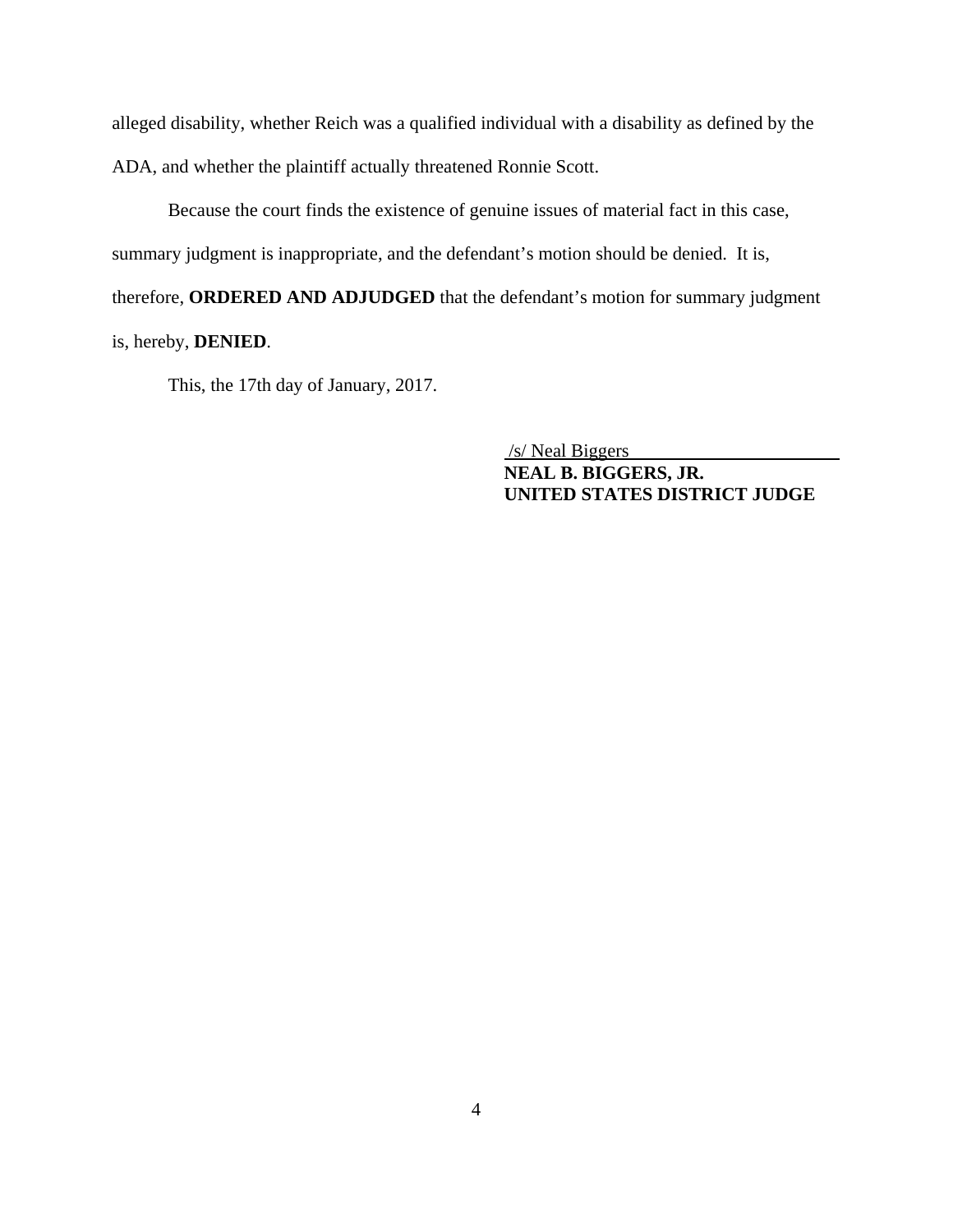alleged disability, whether Reich was a qualified individual with a disability as defined by the ADA, and whether the plaintiff actually threatened Ronnie Scott.

Because the court finds the existence of genuine issues of material fact in this case, summary judgment is inappropriate, and the defendant's motion should be denied. It is, therefore, **ORDERED AND ADJUDGED** that the defendant's motion for summary judgment is, hereby, **DENIED**.

This, the 17th day of January, 2017.

/s/ Neal Biggers
**NEAL B. BIGGERS, JR.**
**UNITED STATES DISTRICT JUDGE**